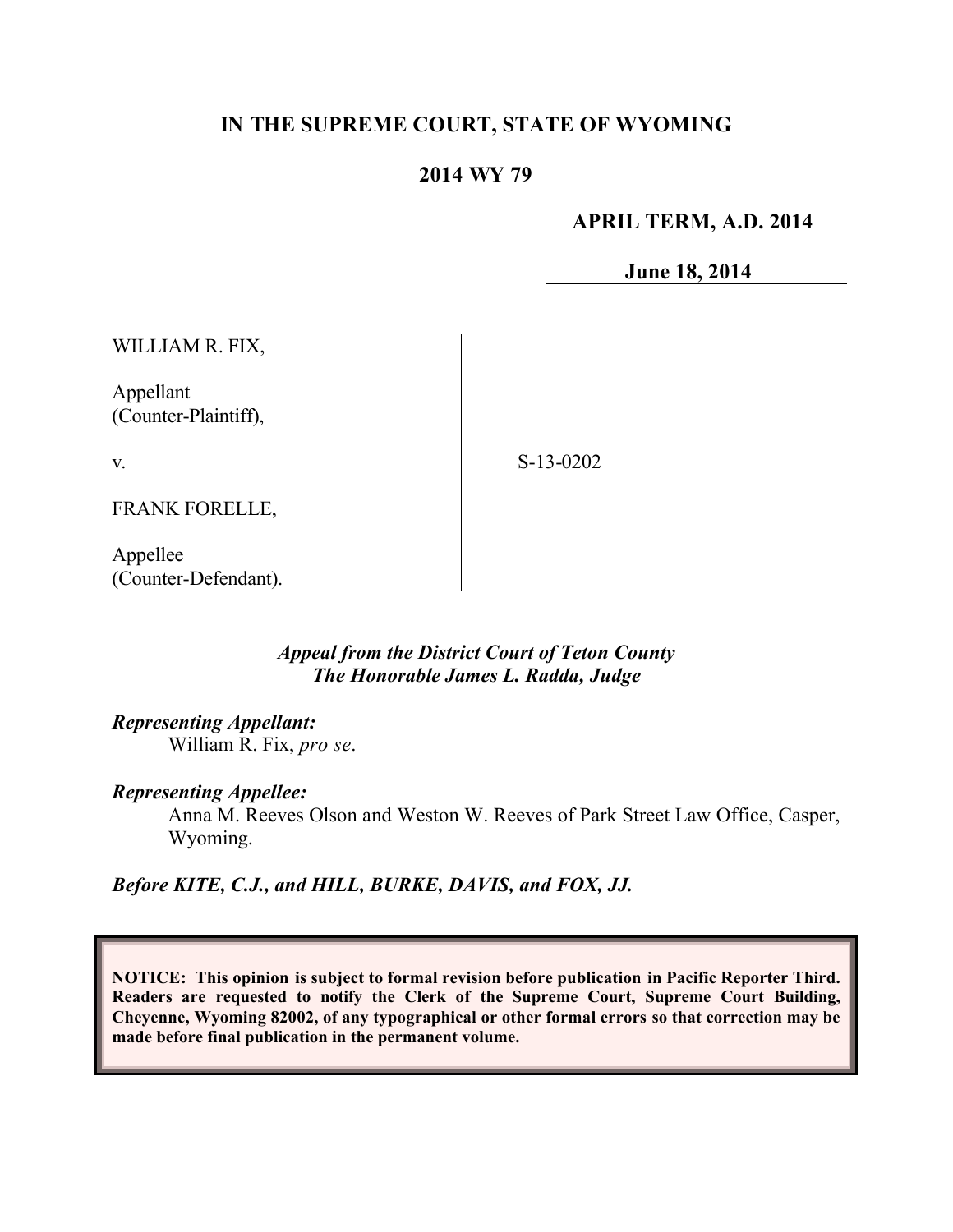# IN THE SUPREME COURT, STATE OF WYOMING

## 2014 WY 79

**APRIL TERM, A.D. 2014**

**June 18, 2014**

WILLIAM R. FIX,

Appellant
(Counter-Plaintiff),

v.

FRANK FORELLE,

Appellee
(Counter-Defendant).

S-13-0202

*Appeal from the District Court of Teton County*
*The Honorable James L. Radda, Judge*

***Representing Appellant:***
William R. Fix, *pro se*.

***Representing Appellee:***
Anna M. Reeves Olson and Weston W. Reeves of Park Street Law Office, Casper, Wyoming.

***Before KITE, C.J., and HILL, BURKE, DAVIS, and FOX, JJ.***

**NOTICE: This opinion is subject to formal revision before publication in Pacific Reporter Third. Readers are requested to notify the Clerk of the Supreme Court, Supreme Court Building, Cheyenne, Wyoming 82002, of any typographical or other formal errors so that correction may be made before final publication in the permanent volume.**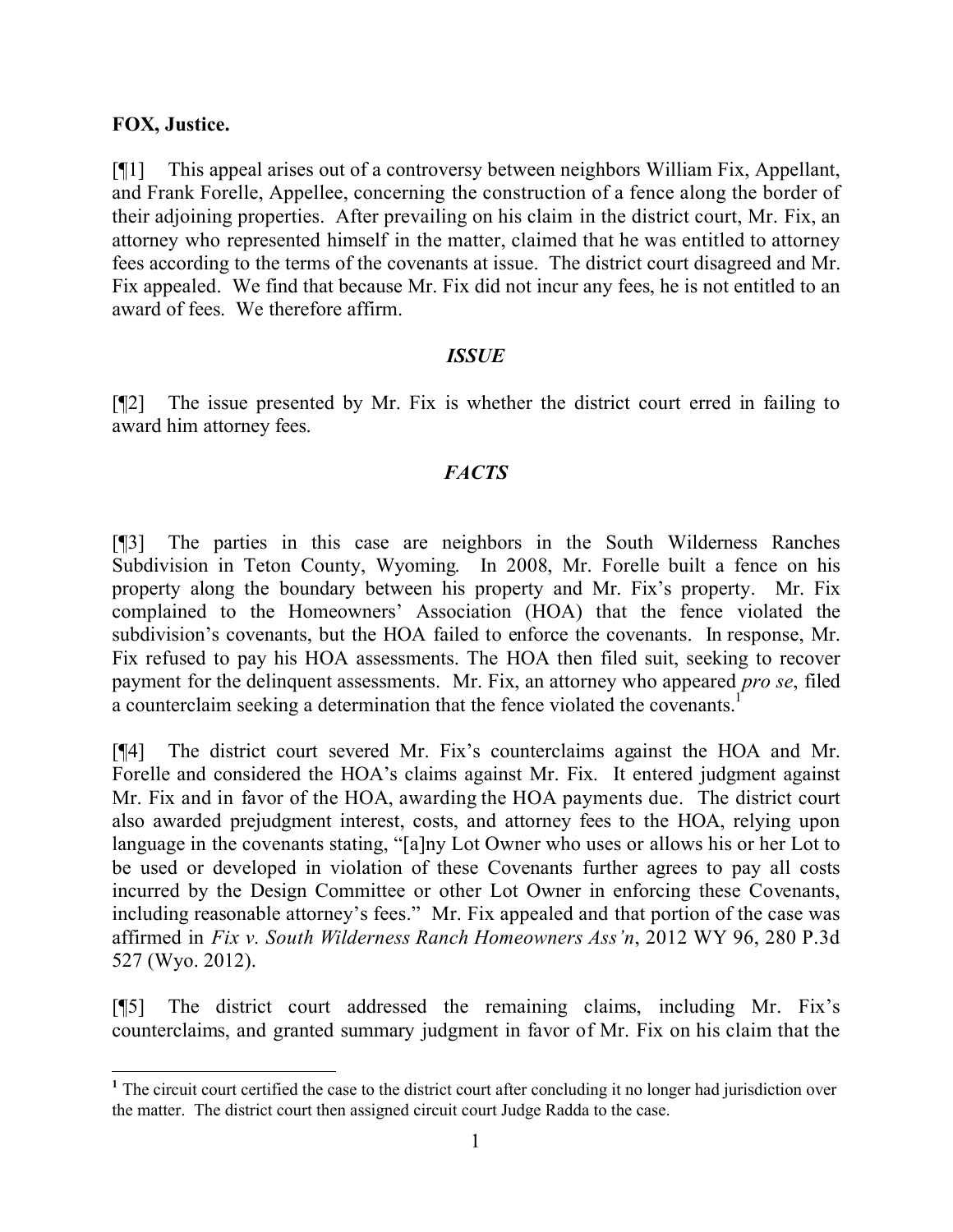**FOX, Justice.**

[¶1] This appeal arises out of a controversy between neighbors William Fix, Appellant, and Frank Forelle, Appellee, concerning the construction of a fence along the border of their adjoining properties. After prevailing on his claim in the district court, Mr. Fix, an attorney who represented himself in the matter, claimed that he was entitled to attorney fees according to the terms of the covenants at issue. The district court disagreed and Mr. Fix appealed. We find that because Mr. Fix did not incur any fees, he is not entitled to an award of fees. We therefore affirm.

### *ISSUE*

[¶2] The issue presented by Mr. Fix is whether the district court erred in failing to award him attorney fees.

### *FACTS*

[¶3] The parties in this case are neighbors in the South Wilderness Ranches Subdivision in Teton County, Wyoming. In 2008, Mr. Forelle built a fence on his property along the boundary between his property and Mr. Fix's property. Mr. Fix complained to the Homeowners' Association (HOA) that the fence violated the subdivision's covenants, but the HOA failed to enforce the covenants. In response, Mr. Fix refused to pay his HOA assessments. The HOA then filed suit, seeking to recover payment for the delinquent assessments. Mr. Fix, an attorney who appeared *pro se*, filed a counterclaim seeking a determination that the fence violated the covenants.[1]

[¶4] The district court severed Mr. Fix's counterclaims against the HOA and Mr. Forelle and considered the HOA's claims against Mr. Fix. It entered judgment against Mr. Fix and in favor of the HOA, awarding the HOA payments due. The district court also awarded prejudgment interest, costs, and attorney fees to the HOA, relying upon language in the covenants stating, "[a]ny Lot Owner who uses or allows his or her Lot to be used or developed in violation of these Covenants further agrees to pay all costs incurred by the Design Committee or other Lot Owner in enforcing these Covenants, including reasonable attorney's fees." Mr. Fix appealed and that portion of the case was affirmed in *Fix v. South Wilderness Ranch Homeowners Ass'n*, 2012 WY 96, 280 P.3d 527 (Wyo. 2012).

[¶5] The district court addressed the remaining claims, including Mr. Fix's counterclaims, and granted summary judgment in favor of Mr. Fix on his claim that the

---

[1] The circuit court certified the case to the district court after concluding it no longer had jurisdiction over the matter. The district court then assigned circuit court Judge Radda to the case.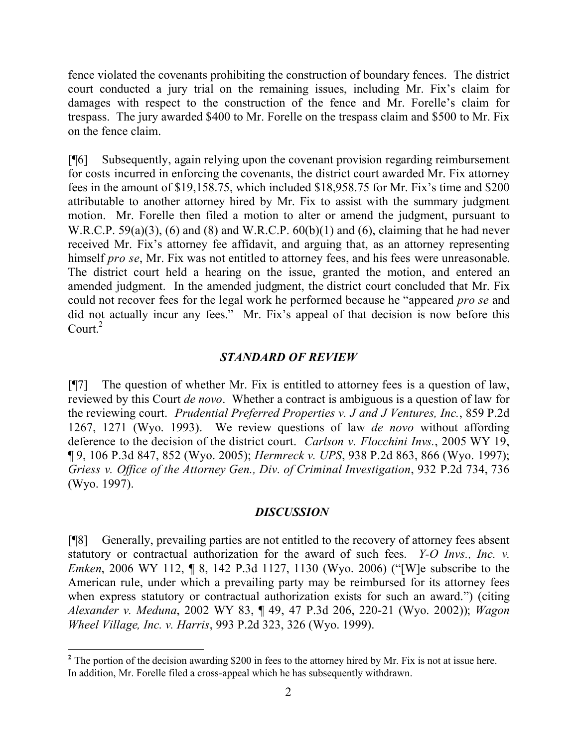fence violated the covenants prohibiting the construction of boundary fences. The district court conducted a jury trial on the remaining issues, including Mr. Fix's claim for damages with respect to the construction of the fence and Mr. Forelle's claim for trespass. The jury awarded $400 to Mr. Forelle on the trespass claim and $500 to Mr. Fix on the fence claim.

[¶6] Subsequently, again relying upon the covenant provision regarding reimbursement for costs incurred in enforcing the covenants, the district court awarded Mr. Fix attorney fees in the amount of $19,158.75, which included $18,958.75 for Mr. Fix's time and $200 attributable to another attorney hired by Mr. Fix to assist with the summary judgment motion. Mr. Forelle then filed a motion to alter or amend the judgment, pursuant to W.R.C.P. 59(a)(3), (6) and (8) and W.R.C.P. 60(b)(1) and (6), claiming that he had never received Mr. Fix's attorney fee affidavit, and arguing that, as an attorney representing himself *pro se*, Mr. Fix was not entitled to attorney fees, and his fees were unreasonable. The district court held a hearing on the issue, granted the motion, and entered an amended judgment. In the amended judgment, the district court concluded that Mr. Fix could not recover fees for the legal work he performed because he "appeared *pro se* and did not actually incur any fees." Mr. Fix's appeal of that decision is now before this Court.[2]

## *STANDARD OF REVIEW*

[¶7] The question of whether Mr. Fix is entitled to attorney fees is a question of law, reviewed by this Court *de novo*. Whether a contract is ambiguous is a question of law for the reviewing court. *Prudential Preferred Properties v. J and J Ventures, Inc.*, 859 P.2d 1267, 1271 (Wyo. 1993). We review questions of law *de novo* without affording deference to the decision of the district court. *Carlson v. Flocchini Invs.*, 2005 WY 19, ¶ 9, 106 P.3d 847, 852 (Wyo. 2005); *Hermreck v. UPS*, 938 P.2d 863, 866 (Wyo. 1997); *Griess v. Office of the Attorney Gen., Div. of Criminal Investigation*, 932 P.2d 734, 736 (Wyo. 1997).

## *DISCUSSION*

[¶8] Generally, prevailing parties are not entitled to the recovery of attorney fees absent statutory or contractual authorization for the award of such fees. *Y-O Invs., Inc. v. Emken*, 2006 WY 112, ¶ 8, 142 P.3d 1127, 1130 (Wyo. 2006) ("[W]e subscribe to the American rule, under which a prevailing party may be reimbursed for its attorney fees when express statutory or contractual authorization exists for such an award.") (citing *Alexander v. Meduna*, 2002 WY 83, ¶ 49, 47 P.3d 206, 220-21 (Wyo. 2002)); *Wagon Wheel Village, Inc. v. Harris*, 993 P.2d 323, 326 (Wyo. 1999).

---

[2] The portion of the decision awarding $200 in fees to the attorney hired by Mr. Fix is not at issue here. In addition, Mr. Forelle filed a cross-appeal which he has subsequently withdrawn.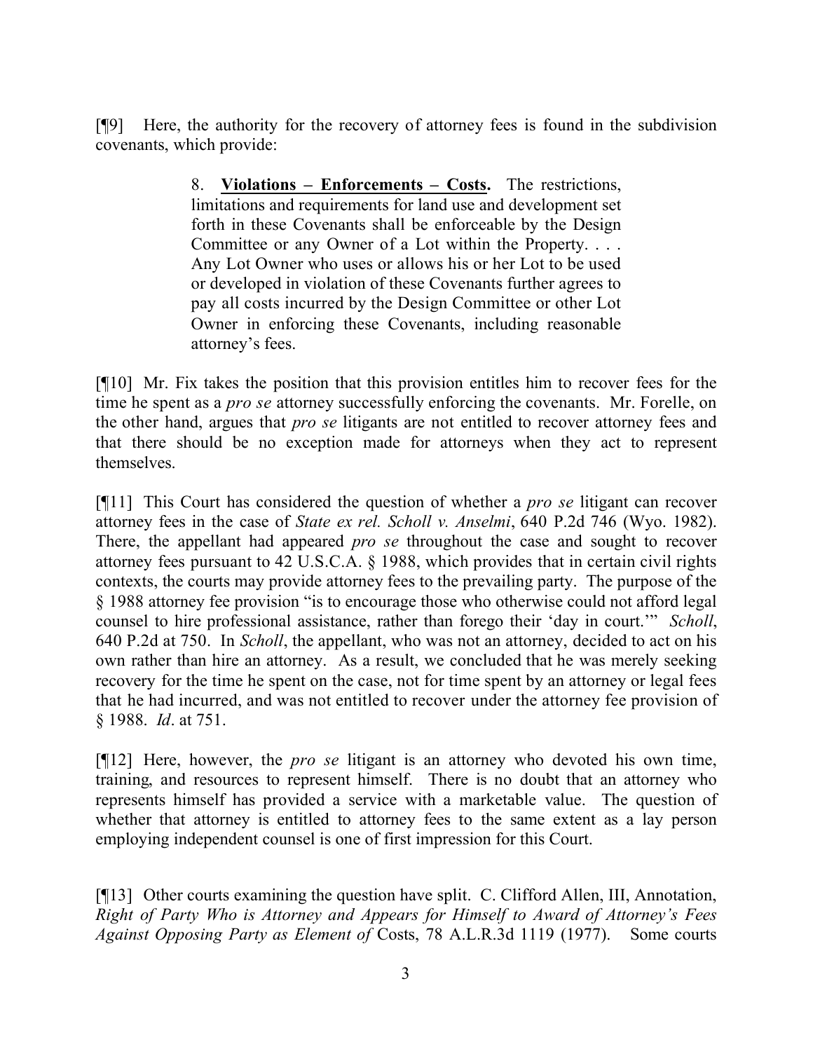[¶9] Here, the authority for the recovery of attorney fees is found in the subdivision covenants, which provide:

> 8. **Violations – Enforcements – Costs.** The restrictions, limitations and requirements for land use and development set forth in these Covenants shall be enforceable by the Design Committee or any Owner of a Lot within the Property. . . . Any Lot Owner who uses or allows his or her Lot to be used or developed in violation of these Covenants further agrees to pay all costs incurred by the Design Committee or other Lot Owner in enforcing these Covenants, including reasonable attorney's fees.

[¶10] Mr. Fix takes the position that this provision entitles him to recover fees for the time he spent as a *pro se* attorney successfully enforcing the covenants. Mr. Forelle, on the other hand, argues that *pro se* litigants are not entitled to recover attorney fees and that there should be no exception made for attorneys when they act to represent themselves.

[¶11] This Court has considered the question of whether a *pro se* litigant can recover attorney fees in the case of *State ex rel. Scholl v. Anselmi*, 640 P.2d 746 (Wyo. 1982). There, the appellant had appeared *pro se* throughout the case and sought to recover attorney fees pursuant to 42 U.S.C.A. § 1988, which provides that in certain civil rights contexts, the courts may provide attorney fees to the prevailing party. The purpose of the § 1988 attorney fee provision "is to encourage those who otherwise could not afford legal counsel to hire professional assistance, rather than forego their 'day in court.'" *Scholl*, 640 P.2d at 750. In *Scholl*, the appellant, who was not an attorney, decided to act on his own rather than hire an attorney. As a result, we concluded that he was merely seeking recovery for the time he spent on the case, not for time spent by an attorney or legal fees that he had incurred, and was not entitled to recover under the attorney fee provision of § 1988. *Id*. at 751.

[¶12] Here, however, the *pro se* litigant is an attorney who devoted his own time, training, and resources to represent himself. There is no doubt that an attorney who represents himself has provided a service with a marketable value. The question of whether that attorney is entitled to attorney fees to the same extent as a lay person employing independent counsel is one of first impression for this Court.

[¶13] Other courts examining the question have split. C. Clifford Allen, III, Annotation, *Right of Party Who is Attorney and Appears for Himself to Award of Attorney's Fees Against Opposing Party as Element of* Costs, 78 A.L.R.3d 1119 (1977). Some courts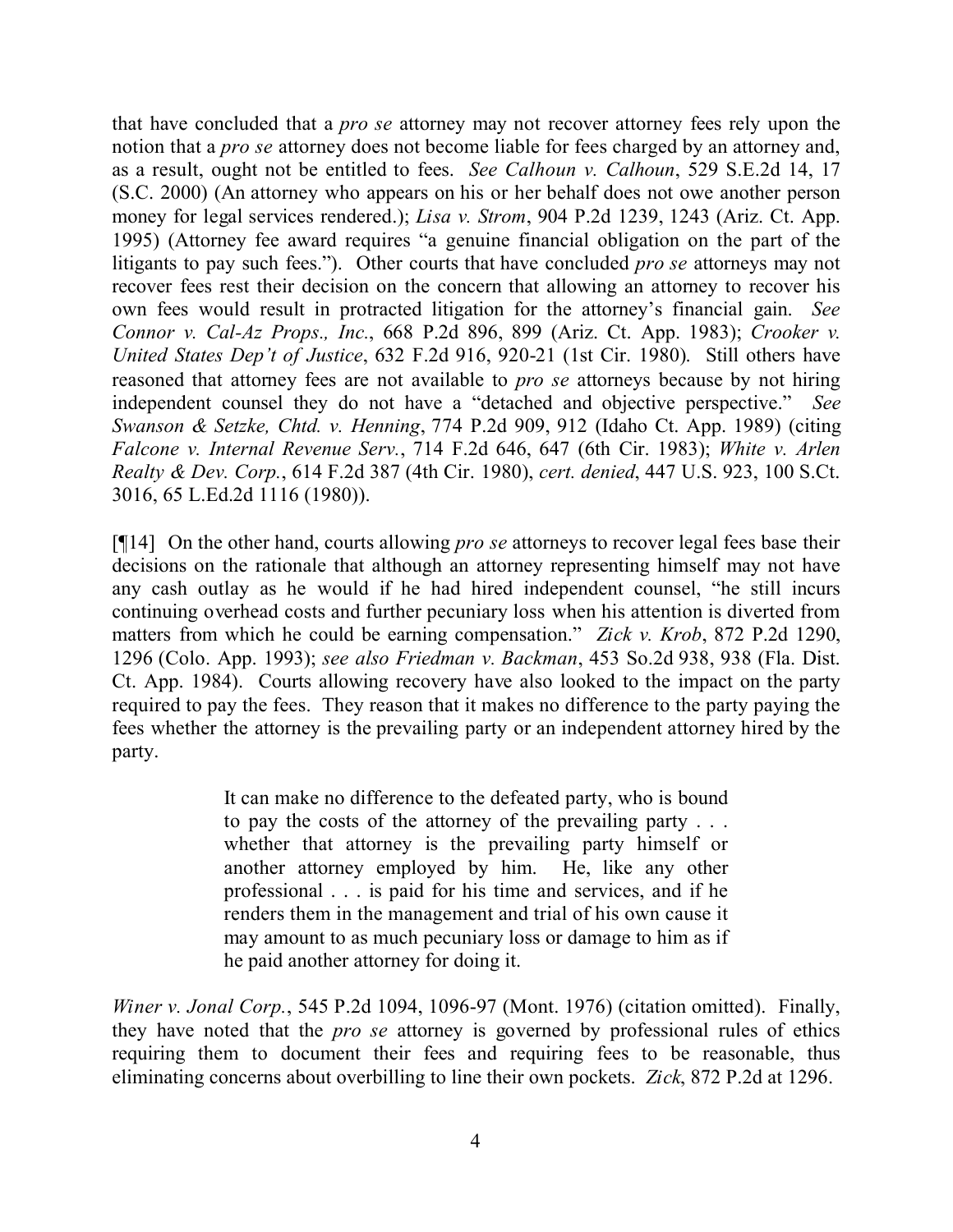that have concluded that a *pro se* attorney may not recover attorney fees rely upon the notion that a *pro se* attorney does not become liable for fees charged by an attorney and, as a result, ought not be entitled to fees. *See Calhoun v. Calhoun*, 529 S.E.2d 14, 17 (S.C. 2000) (An attorney who appears on his or her behalf does not owe another person money for legal services rendered.); *Lisa v. Strom*, 904 P.2d 1239, 1243 (Ariz. Ct. App. 1995) (Attorney fee award requires "a genuine financial obligation on the part of the litigants to pay such fees."). Other courts that have concluded *pro se* attorneys may not recover fees rest their decision on the concern that allowing an attorney to recover his own fees would result in protracted litigation for the attorney's financial gain. *See Connor v. Cal-Az Props., Inc.*, 668 P.2d 896, 899 (Ariz. Ct. App. 1983); *Crooker v. United States Dep't of Justice*, 632 F.2d 916, 920-21 (1st Cir. 1980). Still others have reasoned that attorney fees are not available to *pro se* attorneys because by not hiring independent counsel they do not have a "detached and objective perspective." *See Swanson & Setzke, Chtd. v. Henning*, 774 P.2d 909, 912 (Idaho Ct. App. 1989) (citing *Falcone v. Internal Revenue Serv.*, 714 F.2d 646, 647 (6th Cir. 1983); *White v. Arlen Realty & Dev. Corp.*, 614 F.2d 387 (4th Cir. 1980), *cert. denied*, 447 U.S. 923, 100 S.Ct. 3016, 65 L.Ed.2d 1116 (1980)).

[¶14] On the other hand, courts allowing *pro se* attorneys to recover legal fees base their decisions on the rationale that although an attorney representing himself may not have any cash outlay as he would if he had hired independent counsel, "he still incurs continuing overhead costs and further pecuniary loss when his attention is diverted from matters from which he could be earning compensation." *Zick v. Krob*, 872 P.2d 1290, 1296 (Colo. App. 1993); *see also Friedman v. Backman*, 453 So.2d 938, 938 (Fla. Dist. Ct. App. 1984). Courts allowing recovery have also looked to the impact on the party required to pay the fees. They reason that it makes no difference to the party paying the fees whether the attorney is the prevailing party or an independent attorney hired by the party.

> It can make no difference to the defeated party, who is bound to pay the costs of the attorney of the prevailing party . . . whether that attorney is the prevailing party himself or another attorney employed by him. He, like any other professional . . . is paid for his time and services, and if he renders them in the management and trial of his own cause it may amount to as much pecuniary loss or damage to him as if he paid another attorney for doing it.

*Winer v. Jonal Corp.*, 545 P.2d 1094, 1096-97 (Mont. 1976) (citation omitted). Finally, they have noted that the *pro se* attorney is governed by professional rules of ethics requiring them to document their fees and requiring fees to be reasonable, thus eliminating concerns about overbilling to line their own pockets. *Zick*, 872 P.2d at 1296.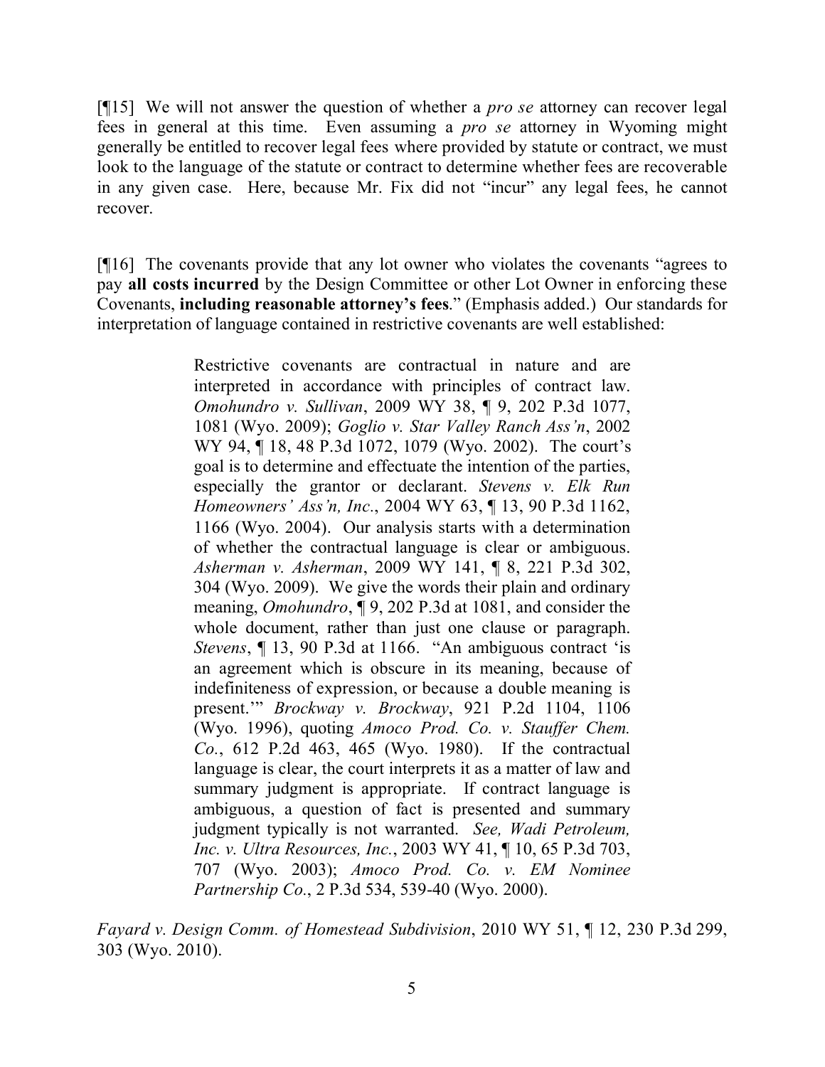[¶15] We will not answer the question of whether a *pro se* attorney can recover legal fees in general at this time. Even assuming a *pro se* attorney in Wyoming might generally be entitled to recover legal fees where provided by statute or contract, we must look to the language of the statute or contract to determine whether fees are recoverable in any given case. Here, because Mr. Fix did not "incur" any legal fees, he cannot recover.

[¶16] The covenants provide that any lot owner who violates the covenants "agrees to pay **all costs incurred** by the Design Committee or other Lot Owner in enforcing these Covenants, **including reasonable attorney's fees**." (Emphasis added.) Our standards for interpretation of language contained in restrictive covenants are well established:

> Restrictive covenants are contractual in nature and are interpreted in accordance with principles of contract law. *Omohundro v. Sullivan*, 2009 WY 38, ¶ 9, 202 P.3d 1077, 1081 (Wyo. 2009); *Goglio v. Star Valley Ranch Ass'n*, 2002 WY 94, ¶ 18, 48 P.3d 1072, 1079 (Wyo. 2002). The court's goal is to determine and effectuate the intention of the parties, especially the grantor or declarant. *Stevens v. Elk Run Homeowners' Ass'n, Inc.*, 2004 WY 63, ¶ 13, 90 P.3d 1162, 1166 (Wyo. 2004). Our analysis starts with a determination of whether the contractual language is clear or ambiguous. *Asherman v. Asherman*, 2009 WY 141, ¶ 8, 221 P.3d 302, 304 (Wyo. 2009). We give the words their plain and ordinary meaning, *Omohundro*, ¶ 9, 202 P.3d at 1081, and consider the whole document, rather than just one clause or paragraph. *Stevens*, ¶ 13, 90 P.3d at 1166. "An ambiguous contract 'is an agreement which is obscure in its meaning, because of indefiniteness of expression, or because a double meaning is present.'" *Brockway v. Brockway*, 921 P.2d 1104, 1106 (Wyo. 1996), quoting *Amoco Prod. Co. v. Stauffer Chem. Co.*, 612 P.2d 463, 465 (Wyo. 1980). If the contractual language is clear, the court interprets it as a matter of law and summary judgment is appropriate. If contract language is ambiguous, a question of fact is presented and summary judgment typically is not warranted. *See, Wadi Petroleum, Inc. v. Ultra Resources, Inc.*, 2003 WY 41, ¶ 10, 65 P.3d 703, 707 (Wyo. 2003); *Amoco Prod. Co. v. EM Nominee Partnership Co.*, 2 P.3d 534, 539-40 (Wyo. 2000).

*Fayard v. Design Comm. of Homestead Subdivision*, 2010 WY 51, ¶ 12, 230 P.3d 299, 303 (Wyo. 2010).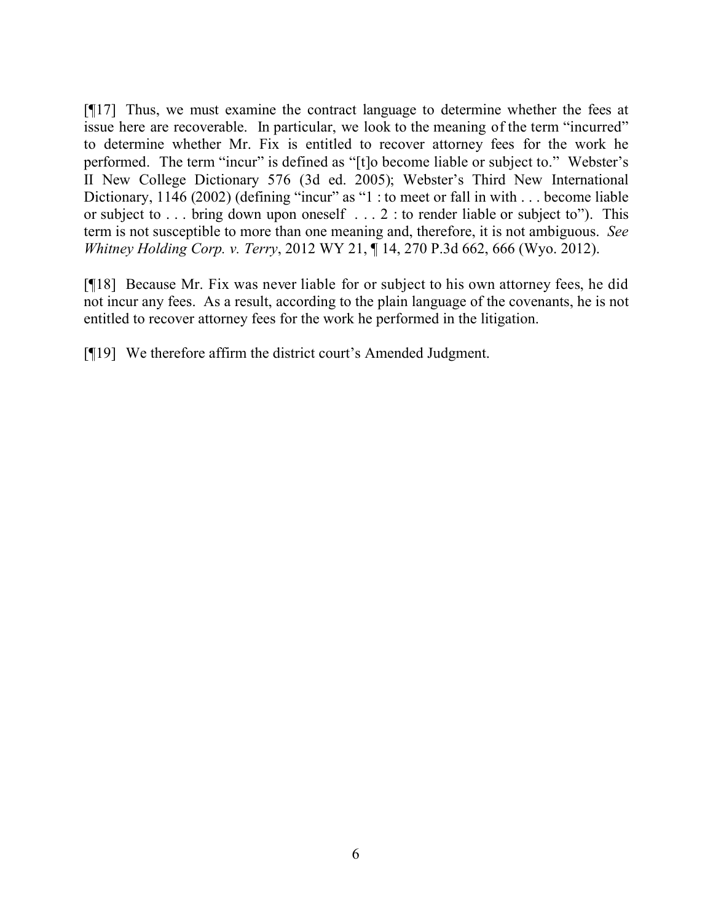[¶17] Thus, we must examine the contract language to determine whether the fees at issue here are recoverable. In particular, we look to the meaning of the term "incurred" to determine whether Mr. Fix is entitled to recover attorney fees for the work he performed. The term "incur" is defined as "[t]o become liable or subject to." Webster's II New College Dictionary 576 (3d ed. 2005); Webster's Third New International Dictionary, 1146 (2002) (defining "incur" as "1 : to meet or fall in with . . . become liable or subject to . . . bring down upon oneself . . . 2 : to render liable or subject to"). This term is not susceptible to more than one meaning and, therefore, it is not ambiguous. *See Whitney Holding Corp. v. Terry*, 2012 WY 21, ¶ 14, 270 P.3d 662, 666 (Wyo. 2012).

[¶18] Because Mr. Fix was never liable for or subject to his own attorney fees, he did not incur any fees. As a result, according to the plain language of the covenants, he is not entitled to recover attorney fees for the work he performed in the litigation.

[¶19] We therefore affirm the district court's Amended Judgment.